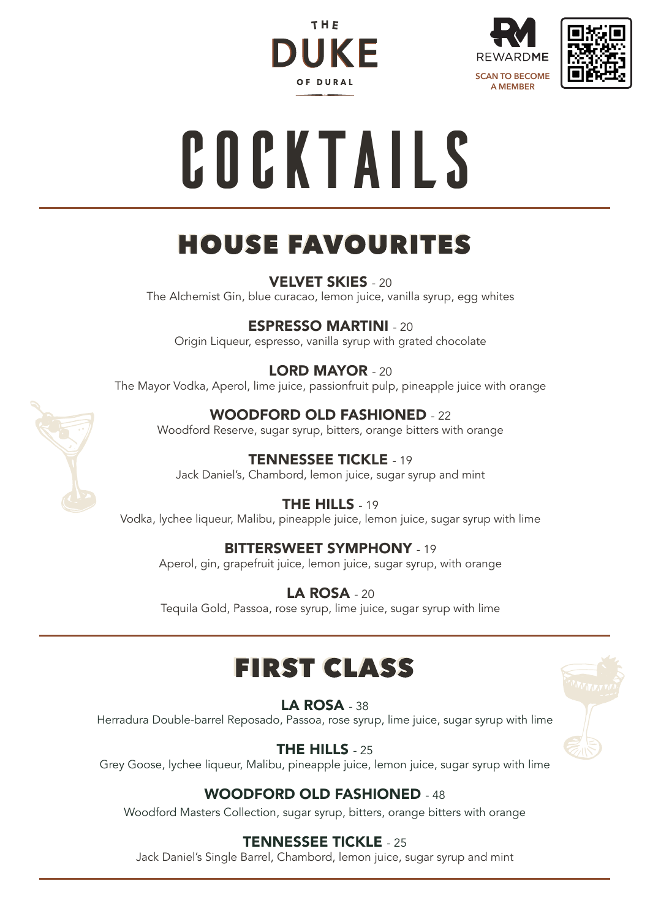THE DUKE OF DURAL

REWARDME

SCAN TO BECOME A MEMBER

# COCKTAILS

## HOUSE FAVOURITES

**VELVET SKIES** - 20
The Alchemist Gin, blue curacao, lemon juice, vanilla syrup, egg whites

**ESPRESSO MARTINI** - 20
Origin Liqueur, espresso, vanilla syrup with grated chocolate

**LORD MAYOR** - 20
The Mayor Vodka, Aperol, lime juice, passionfruit pulp, pineapple juice with orange

**WOODFORD OLD FASHIONED** - 22
Woodford Reserve, sugar syrup, bitters, orange bitters with orange

**TENNESSEE TICKLE** - 19
Jack Daniel's, Chambord, lemon juice, sugar syrup and mint

**THE HILLS** - 19
Vodka, lychee liqueur, Malibu, pineapple juice, lemon juice, sugar syrup with lime

**BITTERSWEET SYMPHONY** - 19
Aperol, gin, grapefruit juice, lemon juice, sugar syrup, with orange

**LA ROSA** - 20
Tequila Gold, Passoa, rose syrup, lime juice, sugar syrup with lime

## FIRST CLASS

**LA ROSA** - 38
Herradura Double-barrel Reposado, Passoa, rose syrup, lime juice, sugar syrup with lime

**THE HILLS** - 25
Grey Goose, lychee liqueur, Malibu, pineapple juice, lemon juice, sugar syrup with lime

**WOODFORD OLD FASHIONED** - 48
Woodford Masters Collection, sugar syrup, bitters, orange bitters with orange

**TENNESSEE TICKLE** - 25
Jack Daniel's Single Barrel, Chambord, lemon juice, sugar syrup and mint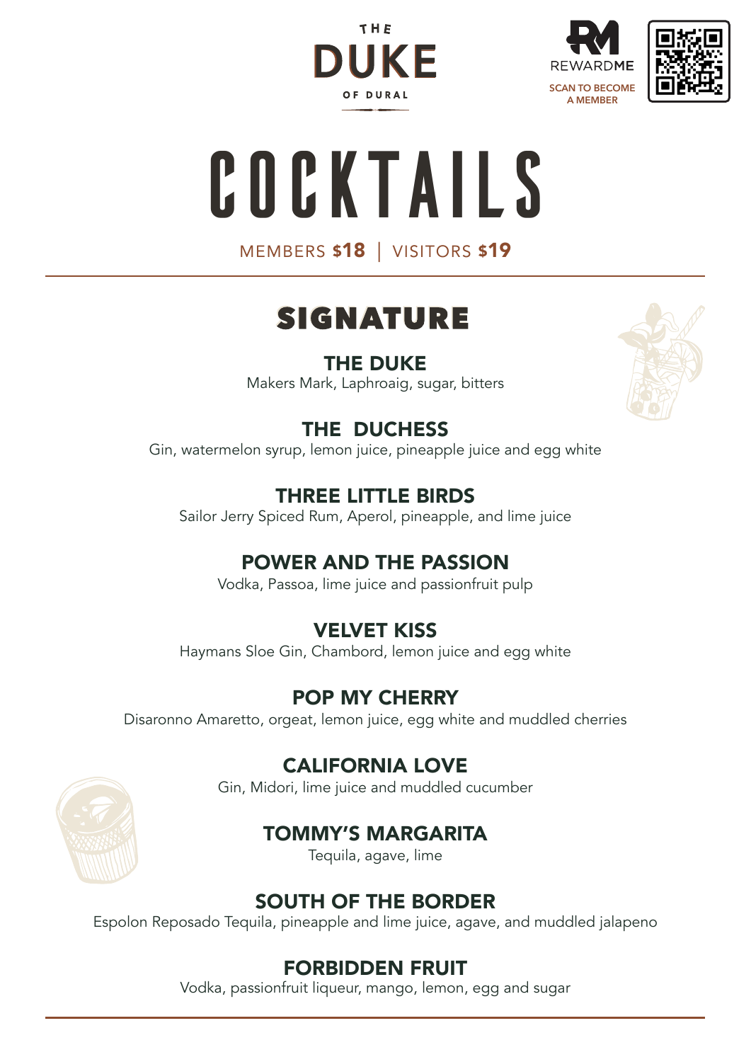THE DUKE OF DURAL

REWARDME

SCAN TO BECOME A MEMBER

# COCKTAILS

MEMBERS **$18** | VISITORS **$19**

## SIGNATURE

### THE DUKE
Makers Mark, Laphroaig, sugar, bitters

### THE DUCHESS
Gin, watermelon syrup, lemon juice, pineapple juice and egg white

### THREE LITTLE BIRDS
Sailor Jerry Spiced Rum, Aperol, pineapple, and lime juice

### POWER AND THE PASSION
Vodka, Passoa, lime juice and passionfruit pulp

### VELVET KISS
Haymans Sloe Gin, Chambord, lemon juice and egg white

### POP MY CHERRY
Disaronno Amaretto, orgeat, lemon juice, egg white and muddled cherries

### CALIFORNIA LOVE
Gin, Midori, lime juice and muddled cucumber

### TOMMY'S MARGARITA
Tequila, agave, lime

### SOUTH OF THE BORDER
Espolon Reposado Tequila, pineapple and lime juice, agave, and muddled jalapeno

### FORBIDDEN FRUIT
Vodka, passionfruit liqueur, mango, lemon, egg and sugar